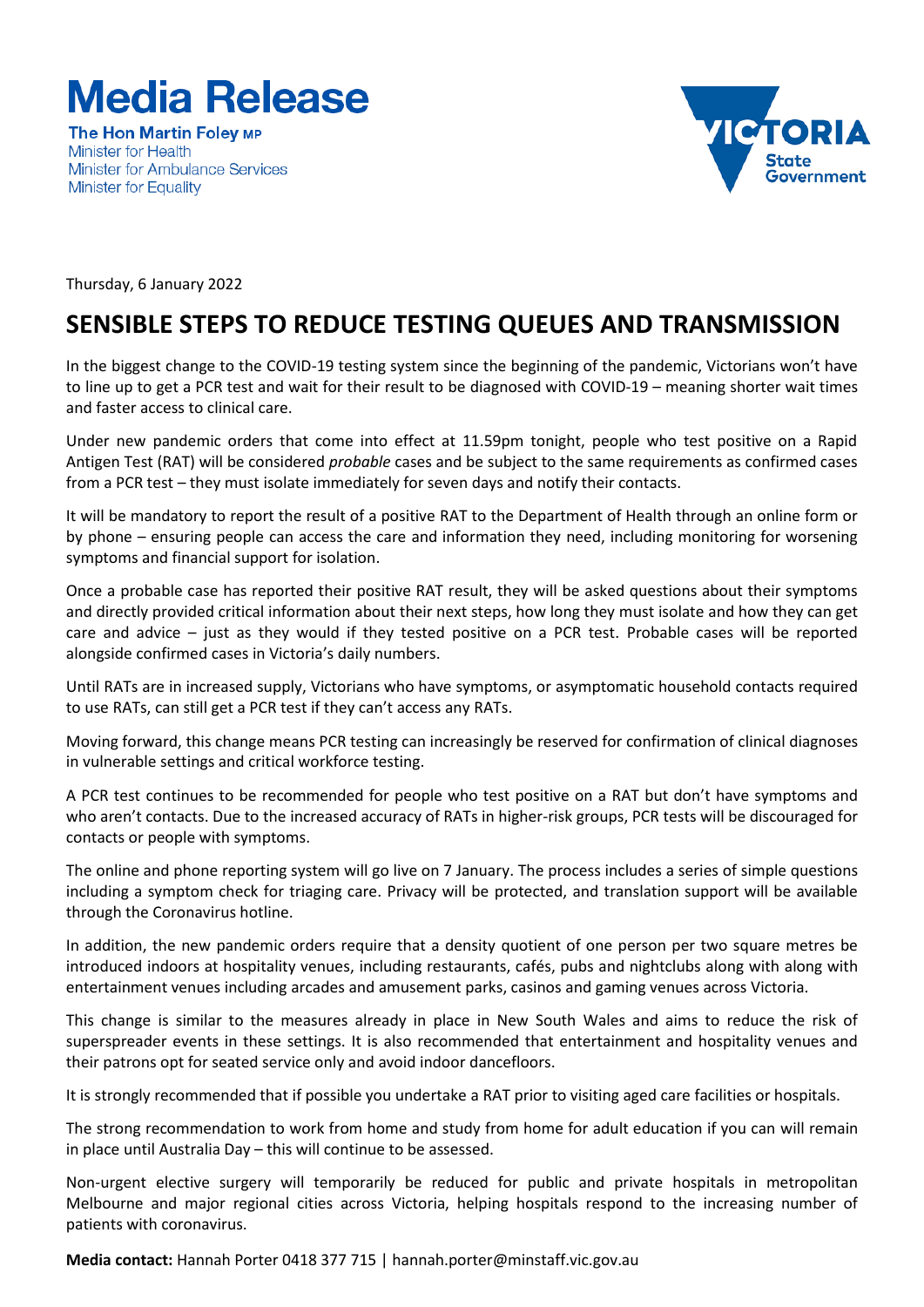# Media Release

**The Hon Martin Foley MP**
Minister for Health
Minister for Ambulance Services
Minister for Equality

Thursday, 6 January 2022

## SENSIBLE STEPS TO REDUCE TESTING QUEUES AND TRANSMISSION

In the biggest change to the COVID-19 testing system since the beginning of the pandemic, Victorians won't have to line up to get a PCR test and wait for their result to be diagnosed with COVID-19 – meaning shorter wait times and faster access to clinical care.

Under new pandemic orders that come into effect at 11.59pm tonight, people who test positive on a Rapid Antigen Test (RAT) will be considered *probable* cases and be subject to the same requirements as confirmed cases from a PCR test – they must isolate immediately for seven days and notify their contacts.

It will be mandatory to report the result of a positive RAT to the Department of Health through an online form or by phone – ensuring people can access the care and information they need, including monitoring for worsening symptoms and financial support for isolation.

Once a probable case has reported their positive RAT result, they will be asked questions about their symptoms and directly provided critical information about their next steps, how long they must isolate and how they can get care and advice – just as they would if they tested positive on a PCR test. Probable cases will be reported alongside confirmed cases in Victoria's daily numbers.

Until RATs are in increased supply, Victorians who have symptoms, or asymptomatic household contacts required to use RATs, can still get a PCR test if they can't access any RATs.

Moving forward, this change means PCR testing can increasingly be reserved for confirmation of clinical diagnoses in vulnerable settings and critical workforce testing.

A PCR test continues to be recommended for people who test positive on a RAT but don't have symptoms and who aren't contacts. Due to the increased accuracy of RATs in higher-risk groups, PCR tests will be discouraged for contacts or people with symptoms.

The online and phone reporting system will go live on 7 January. The process includes a series of simple questions including a symptom check for triaging care. Privacy will be protected, and translation support will be available through the Coronavirus hotline.

In addition, the new pandemic orders require that a density quotient of one person per two square metres be introduced indoors at hospitality venues, including restaurants, cafés, pubs and nightclubs along with along with entertainment venues including arcades and amusement parks, casinos and gaming venues across Victoria.

This change is similar to the measures already in place in New South Wales and aims to reduce the risk of superspreader events in these settings. It is also recommended that entertainment and hospitality venues and their patrons opt for seated service only and avoid indoor dancefloors.

It is strongly recommended that if possible you undertake a RAT prior to visiting aged care facilities or hospitals.

The strong recommendation to work from home and study from home for adult education if you can will remain in place until Australia Day – this will continue to be assessed.

Non-urgent elective surgery will temporarily be reduced for public and private hospitals in metropolitan Melbourne and major regional cities across Victoria, helping hospitals respond to the increasing number of patients with coronavirus.

**Media contact:** Hannah Porter 0418 377 715 | hannah.porter@minstaff.vic.gov.au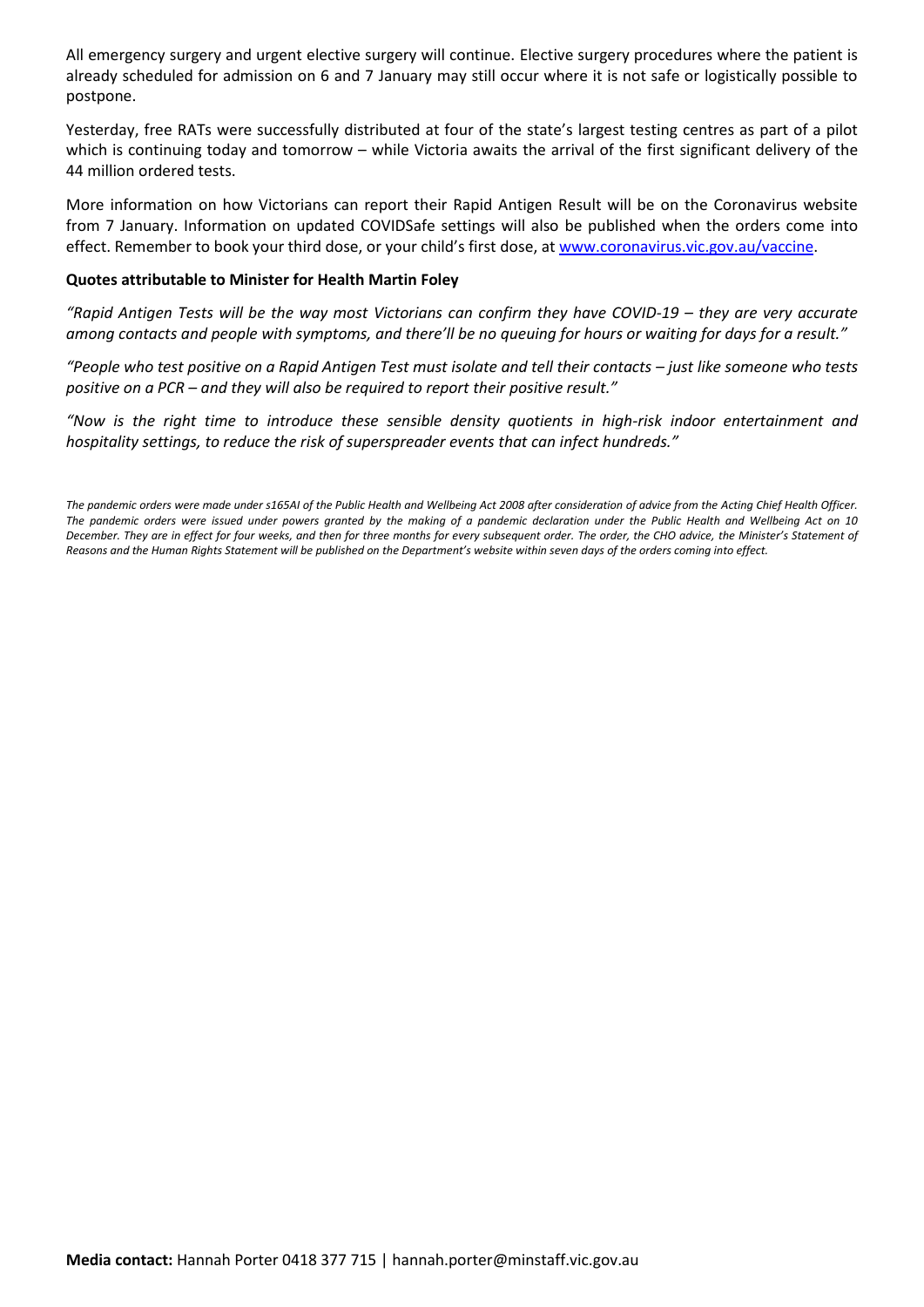All emergency surgery and urgent elective surgery will continue. Elective surgery procedures where the patient is already scheduled for admission on 6 and 7 January may still occur where it is not safe or logistically possible to postpone.

Yesterday, free RATs were successfully distributed at four of the state's largest testing centres as part of a pilot which is continuing today and tomorrow – while Victoria awaits the arrival of the first significant delivery of the 44 million ordered tests.

More information on how Victorians can report their Rapid Antigen Result will be on the Coronavirus website from 7 January. Information on updated COVIDSafe settings will also be published when the orders come into effect. Remember to book your third dose, or your child's first dose, at [www.coronavirus.vic.gov.au/vaccine](http://www.coronavirus.vic.gov.au/vaccine).

**Quotes attributable to Minister for Health Martin Foley**

*"Rapid Antigen Tests will be the way most Victorians can confirm they have COVID-19 – they are very accurate among contacts and people with symptoms, and there'll be no queuing for hours or waiting for days for a result."*

*"People who test positive on a Rapid Antigen Test must isolate and tell their contacts – just like someone who tests positive on a PCR – and they will also be required to report their positive result."*

*"Now is the right time to introduce these sensible density quotients in high-risk indoor entertainment and hospitality settings, to reduce the risk of superspreader events that can infect hundreds."*

*The pandemic orders were made under s165AI of the Public Health and Wellbeing Act 2008 after consideration of advice from the Acting Chief Health Officer. The pandemic orders were issued under powers granted by the making of a pandemic declaration under the Public Health and Wellbeing Act on 10 December. They are in effect for four weeks, and then for three months for every subsequent order. The order, the CHO advice, the Minister's Statement of Reasons and the Human Rights Statement will be published on the Department's website within seven days of the orders coming into effect.*

**Media contact:** Hannah Porter 0418 377 715 | hannah.porter@minstaff.vic.gov.au